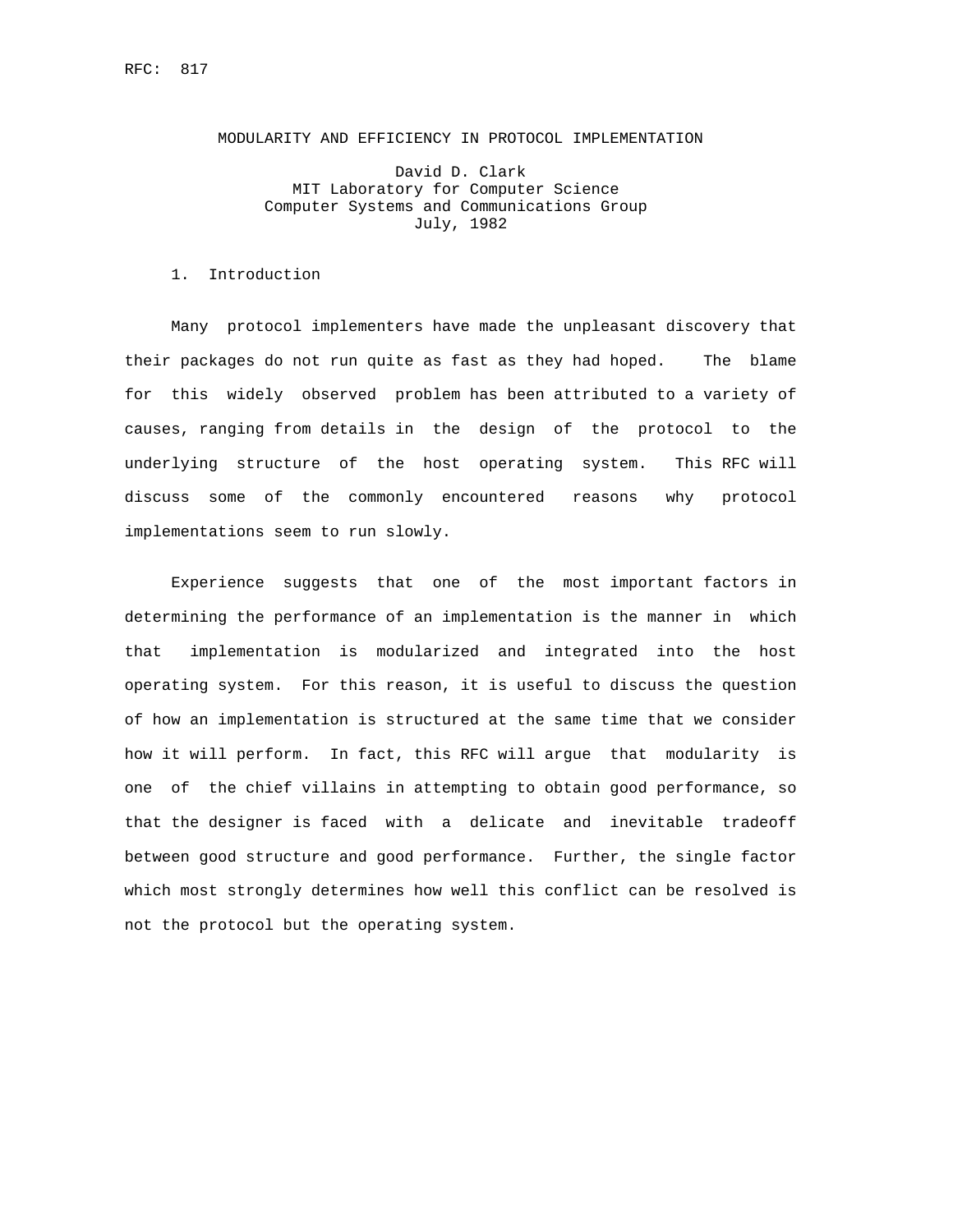RFC: 817

# MODULARITY AND EFFICIENCY IN PROTOCOL IMPLEMENTATION

David D. Clark
MIT Laboratory for Computer Science
Computer Systems and Communications Group
July, 1982

## 1. Introduction

Many protocol implementers have made the unpleasant discovery that their packages do not run quite as fast as they had hoped. The blame for this widely observed problem has been attributed to a variety of causes, ranging from details in the design of the protocol to the underlying structure of the host operating system. This RFC will discuss some of the commonly encountered reasons why protocol implementations seem to run slowly.

Experience suggests that one of the most important factors in determining the performance of an implementation is the manner in which that implementation is modularized and integrated into the host operating system. For this reason, it is useful to discuss the question of how an implementation is structured at the same time that we consider how it will perform. In fact, this RFC will argue that modularity is one of the chief villains in attempting to obtain good performance, so that the designer is faced with a delicate and inevitable tradeoff between good structure and good performance. Further, the single factor which most strongly determines how well this conflict can be resolved is not the protocol but the operating system.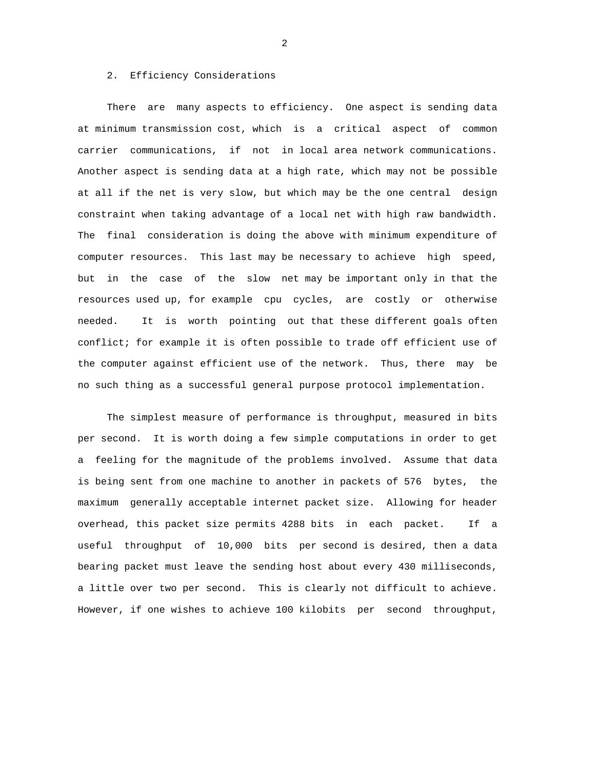## 2. Efficiency Considerations

There are many aspects to efficiency. One aspect is sending data at minimum transmission cost, which is a critical aspect of common carrier communications, if not in local area network communications. Another aspect is sending data at a high rate, which may not be possible at all if the net is very slow, but which may be the one central design constraint when taking advantage of a local net with high raw bandwidth. The final consideration is doing the above with minimum expenditure of computer resources. This last may be necessary to achieve high speed, but in the case of the slow net may be important only in that the resources used up, for example cpu cycles, are costly or otherwise needed. It is worth pointing out that these different goals often conflict; for example it is often possible to trade off efficient use of the computer against efficient use of the network. Thus, there may be no such thing as a successful general purpose protocol implementation.

The simplest measure of performance is throughput, measured in bits per second. It is worth doing a few simple computations in order to get a feeling for the magnitude of the problems involved. Assume that data is being sent from one machine to another in packets of 576 bytes, the maximum generally acceptable internet packet size. Allowing for header overhead, this packet size permits 4288 bits in each packet. If a useful throughput of 10,000 bits per second is desired, then a data bearing packet must leave the sending host about every 430 milliseconds, a little over two per second. This is clearly not difficult to achieve. However, if one wishes to achieve 100 kilobits per second throughput,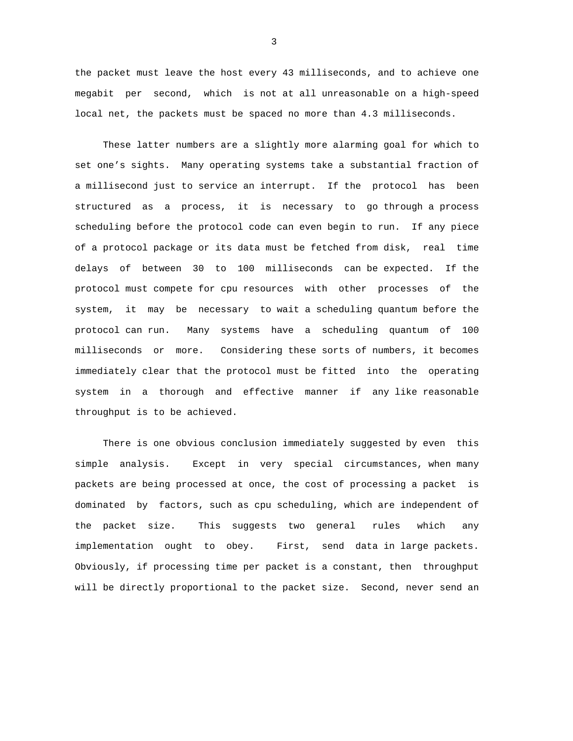the packet must leave the host every 43 milliseconds, and to achieve one megabit per second, which is not at all unreasonable on a high-speed local net, the packets must be spaced no more than 4.3 milliseconds.

These latter numbers are a slightly more alarming goal for which to set one's sights. Many operating systems take a substantial fraction of a millisecond just to service an interrupt. If the protocol has been structured as a process, it is necessary to go through a process scheduling before the protocol code can even begin to run. If any piece of a protocol package or its data must be fetched from disk, real time delays of between 30 to 100 milliseconds can be expected. If the protocol must compete for cpu resources with other processes of the system, it may be necessary to wait a scheduling quantum before the protocol can run. Many systems have a scheduling quantum of 100 milliseconds or more. Considering these sorts of numbers, it becomes immediately clear that the protocol must be fitted into the operating system in a thorough and effective manner if any like reasonable throughput is to be achieved.

There is one obvious conclusion immediately suggested by even this simple analysis. Except in very special circumstances, when many packets are being processed at once, the cost of processing a packet is dominated by factors, such as cpu scheduling, which are independent of the packet size. This suggests two general rules which any implementation ought to obey. First, send data in large packets. Obviously, if processing time per packet is a constant, then throughput will be directly proportional to the packet size. Second, never send an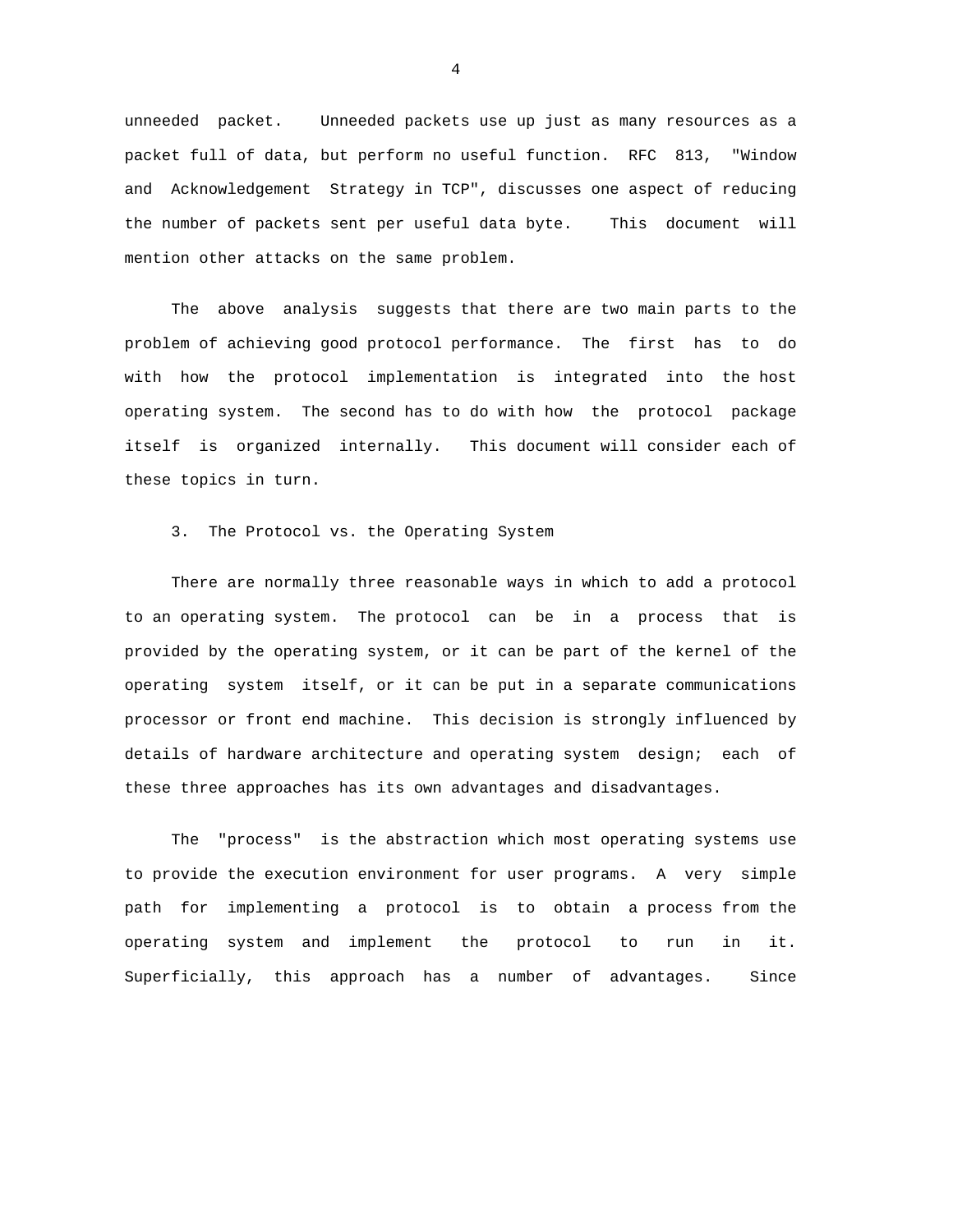unneeded packet. Unneeded packets use up just as many resources as a packet full of data, but perform no useful function. RFC 813, "Window and Acknowledgement Strategy in TCP", discusses one aspect of reducing the number of packets sent per useful data byte. This document will mention other attacks on the same problem.

The above analysis suggests that there are two main parts to the problem of achieving good protocol performance. The first has to do with how the protocol implementation is integrated into the host operating system. The second has to do with how the protocol package itself is organized internally. This document will consider each of these topics in turn.

## 3. The Protocol vs. the Operating System

There are normally three reasonable ways in which to add a protocol to an operating system. The protocol can be in a process that is provided by the operating system, or it can be part of the kernel of the operating system itself, or it can be put in a separate communications processor or front end machine. This decision is strongly influenced by details of hardware architecture and operating system design; each of these three approaches has its own advantages and disadvantages.

The "process" is the abstraction which most operating systems use to provide the execution environment for user programs. A very simple path for implementing a protocol is to obtain a process from the operating system and implement the protocol to run in it. Superficially, this approach has a number of advantages. Since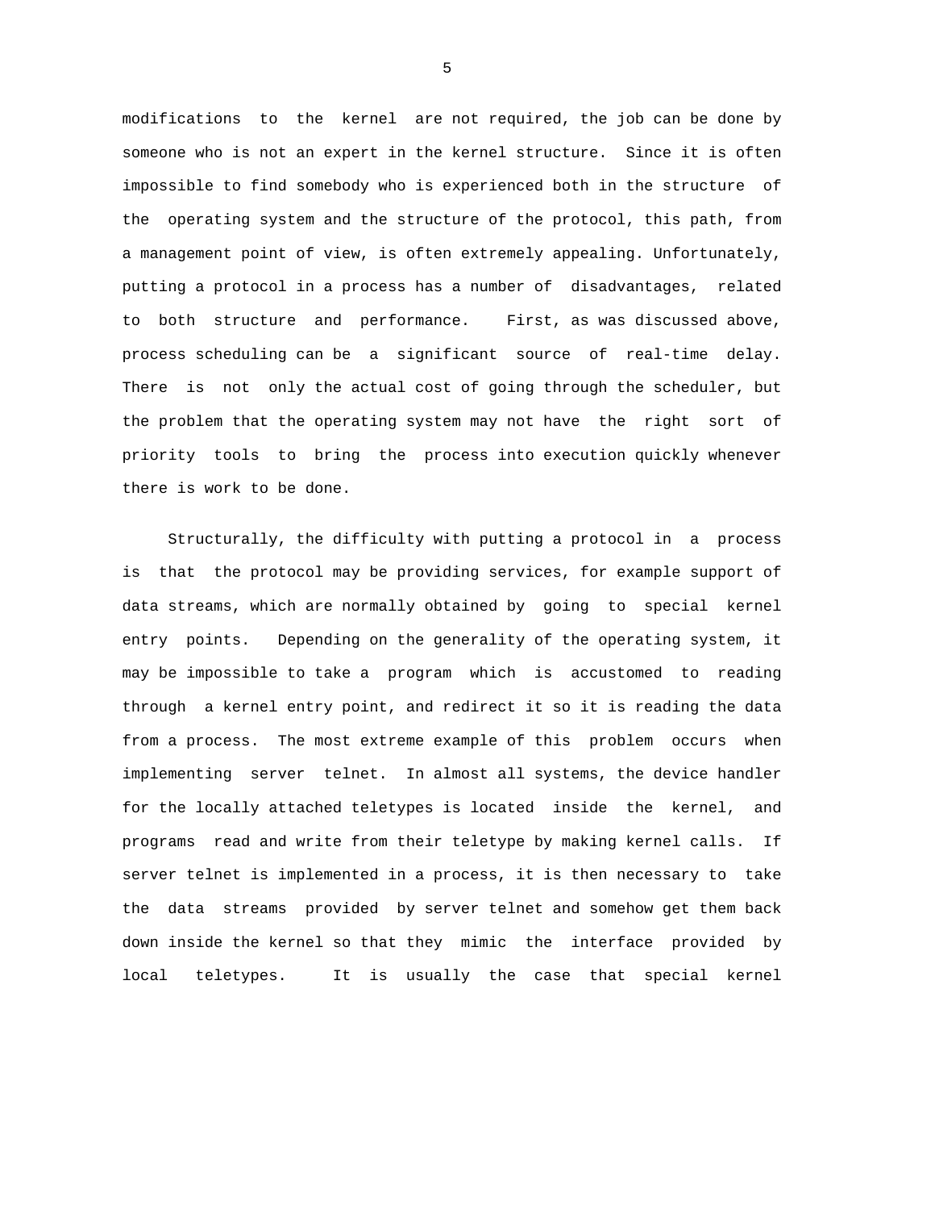modifications to the kernel are not required, the job can be done by someone who is not an expert in the kernel structure. Since it is often impossible to find somebody who is experienced both in the structure of the operating system and the structure of the protocol, this path, from a management point of view, is often extremely appealing. Unfortunately, putting a protocol in a process has a number of disadvantages, related to both structure and performance. First, as was discussed above, process scheduling can be a significant source of real-time delay. There is not only the actual cost of going through the scheduler, but the problem that the operating system may not have the right sort of priority tools to bring the process into execution quickly whenever there is work to be done.

Structurally, the difficulty with putting a protocol in a process is that the protocol may be providing services, for example support of data streams, which are normally obtained by going to special kernel entry points. Depending on the generality of the operating system, it may be impossible to take a program which is accustomed to reading through a kernel entry point, and redirect it so it is reading the data from a process. The most extreme example of this problem occurs when implementing server telnet. In almost all systems, the device handler for the locally attached teletypes is located inside the kernel, and programs read and write from their teletype by making kernel calls. If server telnet is implemented in a process, it is then necessary to take the data streams provided by server telnet and somehow get them back down inside the kernel so that they mimic the interface provided by local teletypes. It is usually the case that special kernel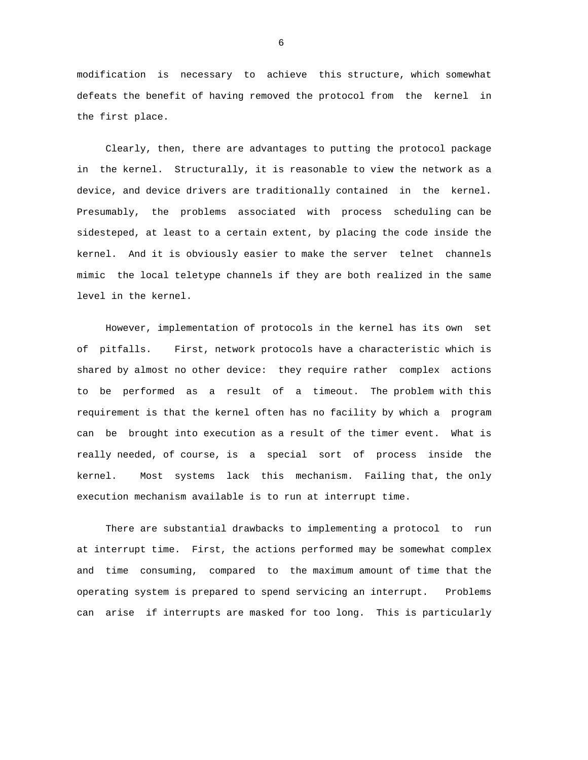modification is necessary to achieve this structure, which somewhat defeats the benefit of having removed the protocol from the kernel in the first place.

Clearly, then, there are advantages to putting the protocol package in the kernel. Structurally, it is reasonable to view the network as a device, and device drivers are traditionally contained in the kernel. Presumably, the problems associated with process scheduling can be sidesteped, at least to a certain extent, by placing the code inside the kernel. And it is obviously easier to make the server telnet channels mimic the local teletype channels if they are both realized in the same level in the kernel.

However, implementation of protocols in the kernel has its own set of pitfalls. First, network protocols have a characteristic which is shared by almost no other device: they require rather complex actions to be performed as a result of a timeout. The problem with this requirement is that the kernel often has no facility by which a program can be brought into execution as a result of the timer event. What is really needed, of course, is a special sort of process inside the kernel. Most systems lack this mechanism. Failing that, the only execution mechanism available is to run at interrupt time.

There are substantial drawbacks to implementing a protocol to run at interrupt time. First, the actions performed may be somewhat complex and time consuming, compared to the maximum amount of time that the operating system is prepared to spend servicing an interrupt. Problems can arise if interrupts are masked for too long. This is particularly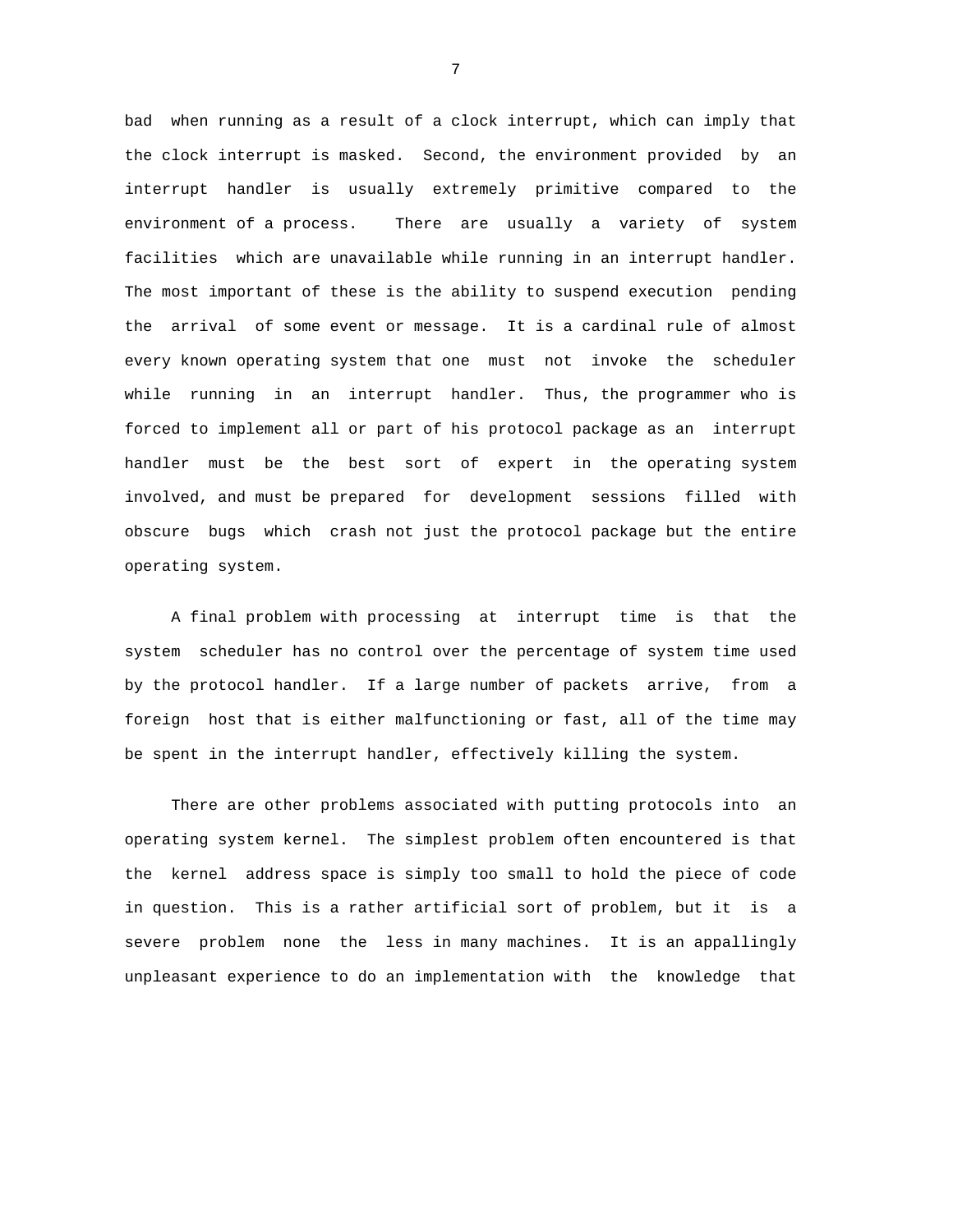bad when running as a result of a clock interrupt, which can imply that the clock interrupt is masked. Second, the environment provided by an interrupt handler is usually extremely primitive compared to the environment of a process. There are usually a variety of system facilities which are unavailable while running in an interrupt handler. The most important of these is the ability to suspend execution pending the arrival of some event or message. It is a cardinal rule of almost every known operating system that one must not invoke the scheduler while running in an interrupt handler. Thus, the programmer who is forced to implement all or part of his protocol package as an interrupt handler must be the best sort of expert in the operating system involved, and must be prepared for development sessions filled with obscure bugs which crash not just the protocol package but the entire operating system.

A final problem with processing at interrupt time is that the system scheduler has no control over the percentage of system time used by the protocol handler. If a large number of packets arrive, from a foreign host that is either malfunctioning or fast, all of the time may be spent in the interrupt handler, effectively killing the system.

There are other problems associated with putting protocols into an operating system kernel. The simplest problem often encountered is that the kernel address space is simply too small to hold the piece of code in question. This is a rather artificial sort of problem, but it is a severe problem none the less in many machines. It is an appallingly unpleasant experience to do an implementation with the knowledge that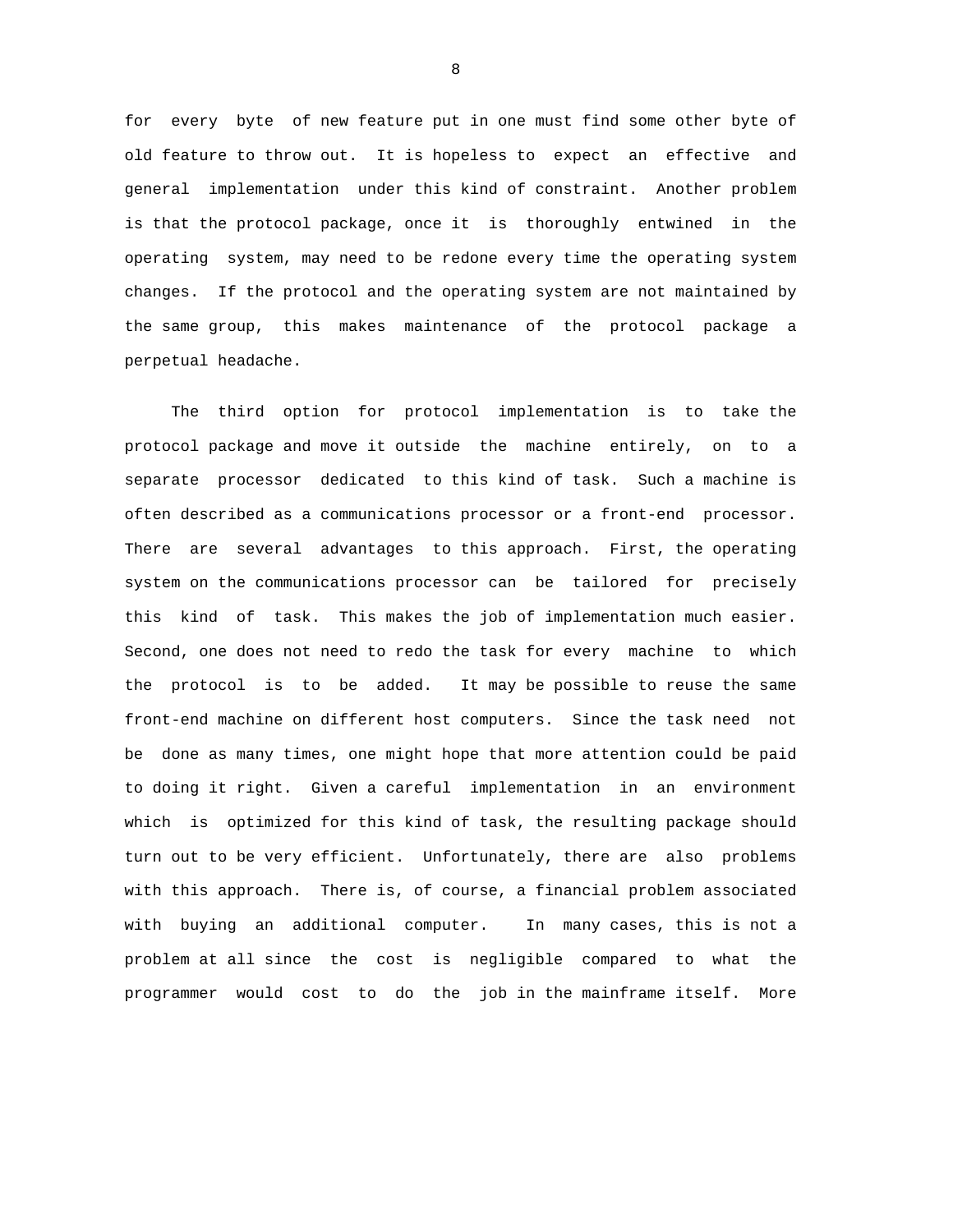for every byte of new feature put in one must find some other byte of old feature to throw out. It is hopeless to expect an effective and general implementation under this kind of constraint. Another problem is that the protocol package, once it is thoroughly entwined in the operating system, may need to be redone every time the operating system changes. If the protocol and the operating system are not maintained by the same group, this makes maintenance of the protocol package a perpetual headache.

The third option for protocol implementation is to take the protocol package and move it outside the machine entirely, on to a separate processor dedicated to this kind of task. Such a machine is often described as a communications processor or a front-end processor. There are several advantages to this approach. First, the operating system on the communications processor can be tailored for precisely this kind of task. This makes the job of implementation much easier. Second, one does not need to redo the task for every machine to which the protocol is to be added. It may be possible to reuse the same front-end machine on different host computers. Since the task need not be done as many times, one might hope that more attention could be paid to doing it right. Given a careful implementation in an environment which is optimized for this kind of task, the resulting package should turn out to be very efficient. Unfortunately, there are also problems with this approach. There is, of course, a financial problem associated with buying an additional computer. In many cases, this is not a problem at all since the cost is negligible compared to what the programmer would cost to do the job in the mainframe itself. More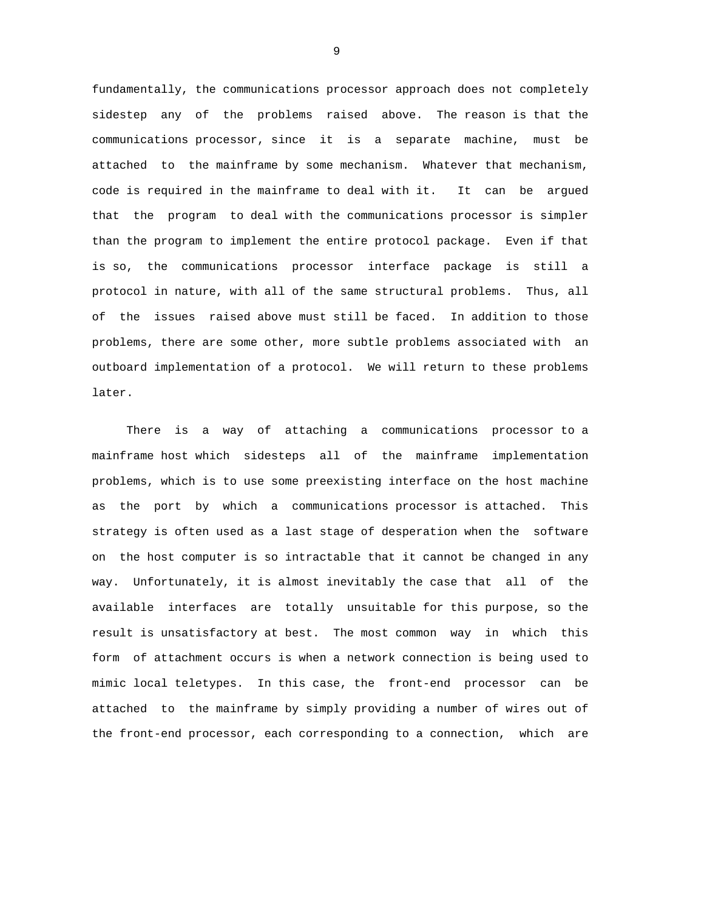fundamentally, the communications processor approach does not completely sidestep any of the problems raised above. The reason is that the communications processor, since it is a separate machine, must be attached to the mainframe by some mechanism. Whatever that mechanism, code is required in the mainframe to deal with it. It can be argued that the program to deal with the communications processor is simpler than the program to implement the entire protocol package. Even if that is so, the communications processor interface package is still a protocol in nature, with all of the same structural problems. Thus, all of the issues raised above must still be faced. In addition to those problems, there are some other, more subtle problems associated with an outboard implementation of a protocol. We will return to these problems later.

There is a way of attaching a communications processor to a mainframe host which sidesteps all of the mainframe implementation problems, which is to use some preexisting interface on the host machine as the port by which a communications processor is attached. This strategy is often used as a last stage of desperation when the software on the host computer is so intractable that it cannot be changed in any way. Unfortunately, it is almost inevitably the case that all of the available interfaces are totally unsuitable for this purpose, so the result is unsatisfactory at best. The most common way in which this form of attachment occurs is when a network connection is being used to mimic local teletypes. In this case, the front-end processor can be attached to the mainframe by simply providing a number of wires out of the front-end processor, each corresponding to a connection, which are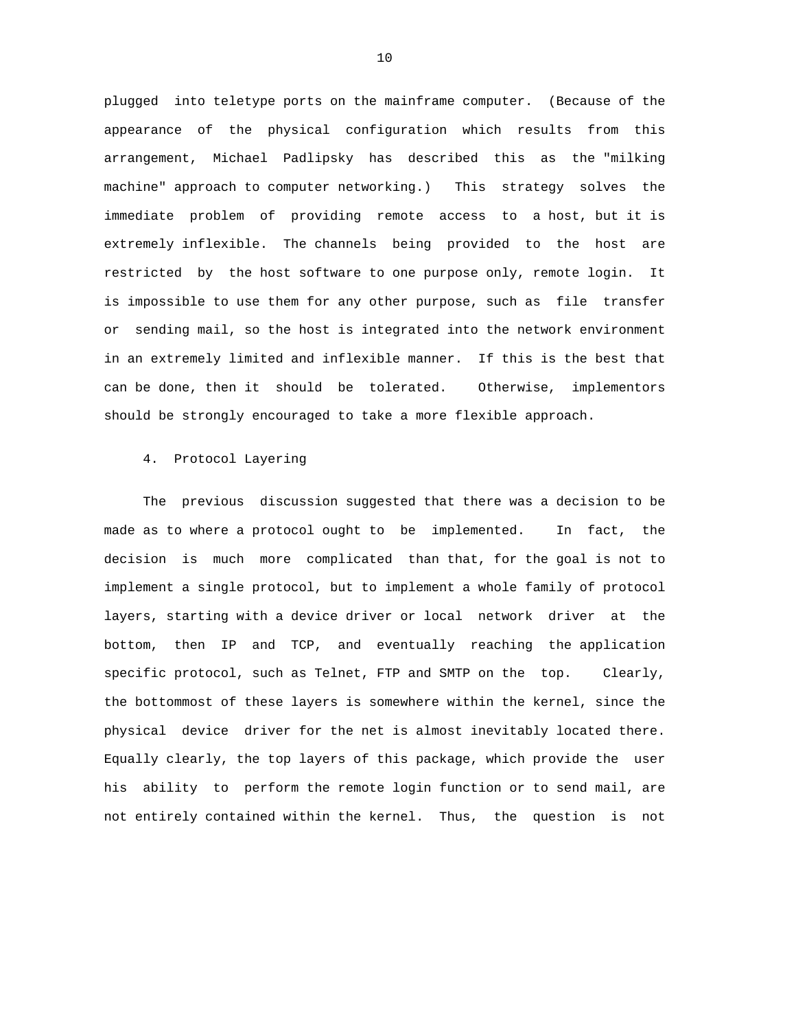plugged into teletype ports on the mainframe computer. (Because of the appearance of the physical configuration which results from this arrangement, Michael Padlipsky has described this as the "milking machine" approach to computer networking.) This strategy solves the immediate problem of providing remote access to a host, but it is extremely inflexible. The channels being provided to the host are restricted by the host software to one purpose only, remote login. It is impossible to use them for any other purpose, such as file transfer or sending mail, so the host is integrated into the network environment in an extremely limited and inflexible manner. If this is the best that can be done, then it should be tolerated. Otherwise, implementors should be strongly encouraged to take a more flexible approach.

## 4. Protocol Layering

The previous discussion suggested that there was a decision to be made as to where a protocol ought to be implemented. In fact, the decision is much more complicated than that, for the goal is not to implement a single protocol, but to implement a whole family of protocol layers, starting with a device driver or local network driver at the bottom, then IP and TCP, and eventually reaching the application specific protocol, such as Telnet, FTP and SMTP on the top. Clearly, the bottommost of these layers is somewhere within the kernel, since the physical device driver for the net is almost inevitably located there. Equally clearly, the top layers of this package, which provide the user his ability to perform the remote login function or to send mail, are not entirely contained within the kernel. Thus, the question is not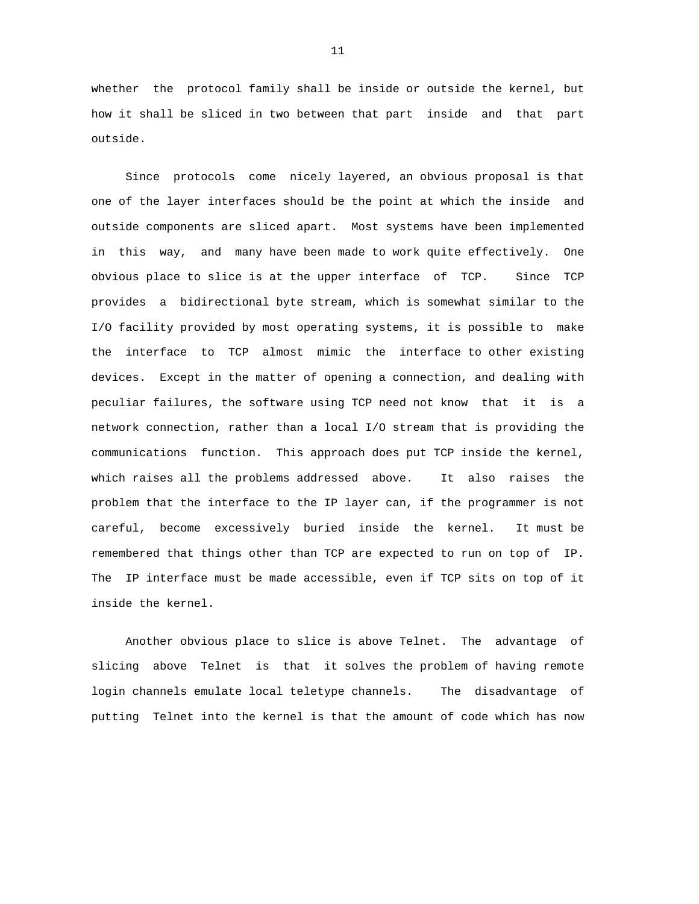whether the protocol family shall be inside or outside the kernel, but how it shall be sliced in two between that part inside and that part outside.

Since protocols come nicely layered, an obvious proposal is that one of the layer interfaces should be the point at which the inside and outside components are sliced apart. Most systems have been implemented in this way, and many have been made to work quite effectively. One obvious place to slice is at the upper interface of TCP. Since TCP provides a bidirectional byte stream, which is somewhat similar to the I/O facility provided by most operating systems, it is possible to make the interface to TCP almost mimic the interface to other existing devices. Except in the matter of opening a connection, and dealing with peculiar failures, the software using TCP need not know that it is a network connection, rather than a local I/O stream that is providing the communications function. This approach does put TCP inside the kernel, which raises all the problems addressed above. It also raises the problem that the interface to the IP layer can, if the programmer is not careful, become excessively buried inside the kernel. It must be remembered that things other than TCP are expected to run on top of IP. The IP interface must be made accessible, even if TCP sits on top of it inside the kernel.

Another obvious place to slice is above Telnet. The advantage of slicing above Telnet is that it solves the problem of having remote login channels emulate local teletype channels. The disadvantage of putting Telnet into the kernel is that the amount of code which has now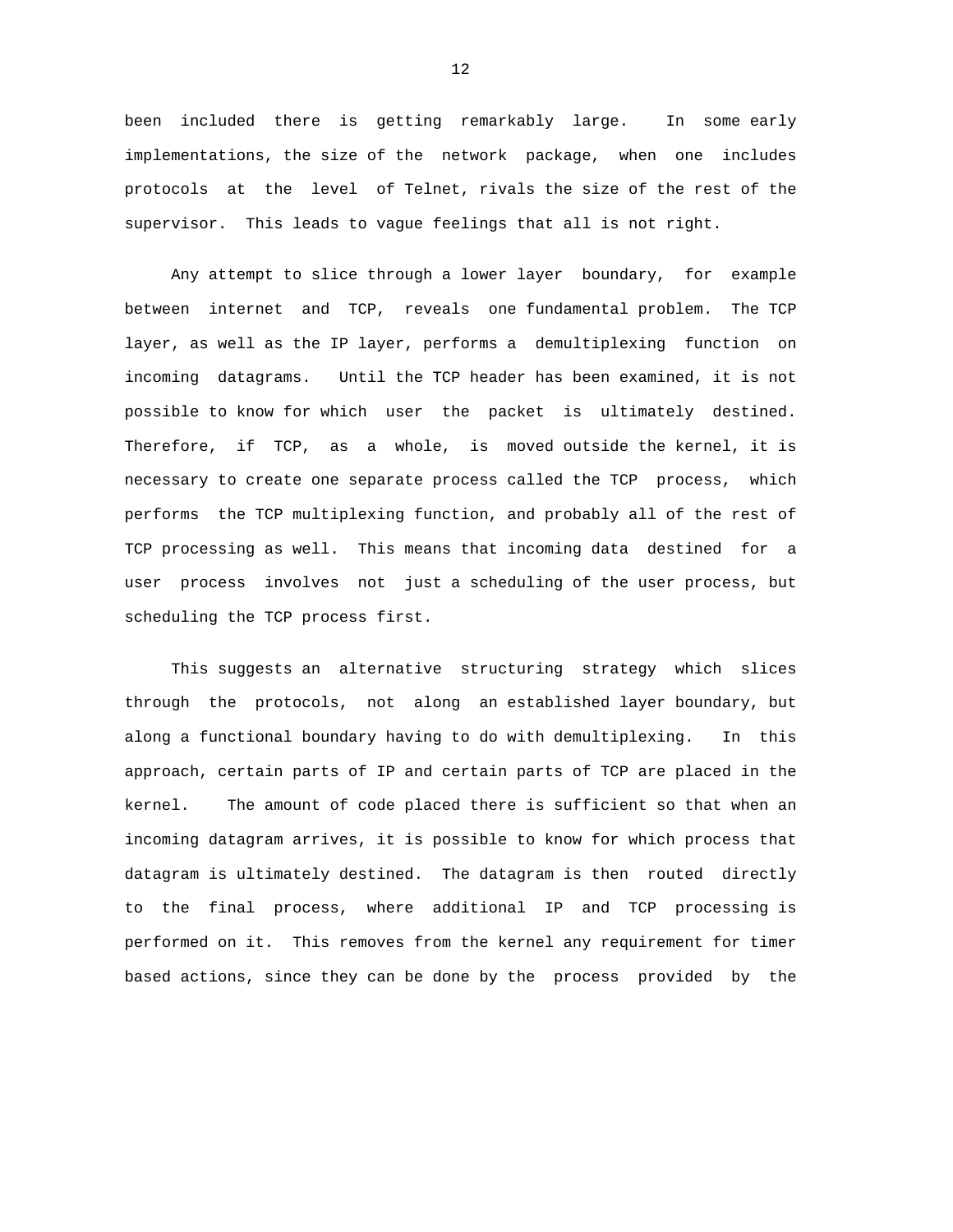been included there is getting remarkably large. In some early implementations, the size of the network package, when one includes protocols at the level of Telnet, rivals the size of the rest of the supervisor. This leads to vague feelings that all is not right.

Any attempt to slice through a lower layer boundary, for example between internet and TCP, reveals one fundamental problem. The TCP layer, as well as the IP layer, performs a demultiplexing function on incoming datagrams. Until the TCP header has been examined, it is not possible to know for which user the packet is ultimately destined. Therefore, if TCP, as a whole, is moved outside the kernel, it is necessary to create one separate process called the TCP process, which performs the TCP multiplexing function, and probably all of the rest of TCP processing as well. This means that incoming data destined for a user process involves not just a scheduling of the user process, but scheduling the TCP process first.

This suggests an alternative structuring strategy which slices through the protocols, not along an established layer boundary, but along a functional boundary having to do with demultiplexing. In this approach, certain parts of IP and certain parts of TCP are placed in the kernel. The amount of code placed there is sufficient so that when an incoming datagram arrives, it is possible to know for which process that datagram is ultimately destined. The datagram is then routed directly to the final process, where additional IP and TCP processing is performed on it. This removes from the kernel any requirement for timer based actions, since they can be done by the process provided by the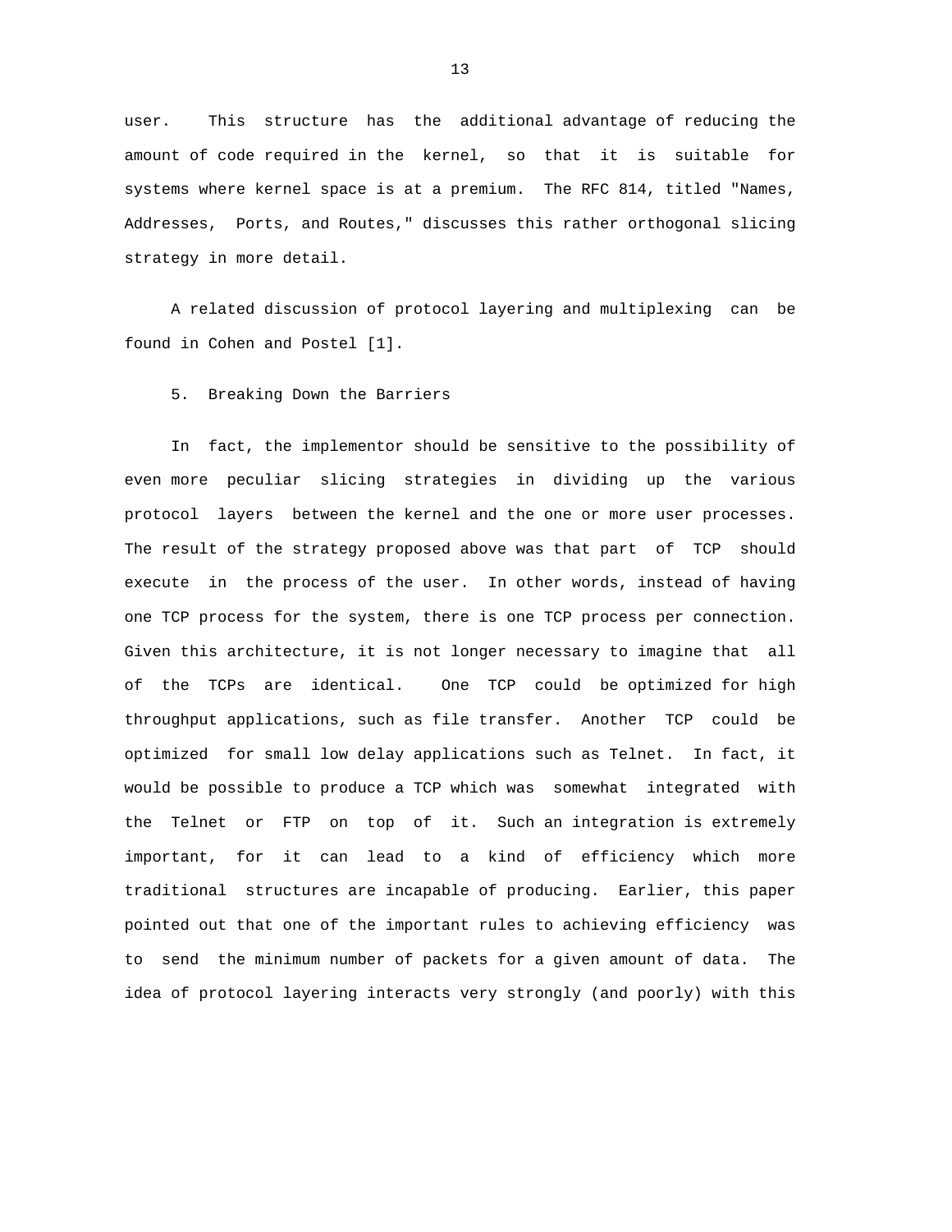user. This structure has the additional advantage of reducing the amount of code required in the kernel, so that it is suitable for systems where kernel space is at a premium. The RFC 814, titled "Names, Addresses, Ports, and Routes," discusses this rather orthogonal slicing strategy in more detail.

A related discussion of protocol layering and multiplexing can be found in Cohen and Postel [1].

## 5. Breaking Down the Barriers

In fact, the implementor should be sensitive to the possibility of even more peculiar slicing strategies in dividing up the various protocol layers between the kernel and the one or more user processes. The result of the strategy proposed above was that part of TCP should execute in the process of the user. In other words, instead of having one TCP process for the system, there is one TCP process per connection. Given this architecture, it is not longer necessary to imagine that all of the TCPs are identical. One TCP could be optimized for high throughput applications, such as file transfer. Another TCP could be optimized for small low delay applications such as Telnet. In fact, it would be possible to produce a TCP which was somewhat integrated with the Telnet or FTP on top of it. Such an integration is extremely important, for it can lead to a kind of efficiency which more traditional structures are incapable of producing. Earlier, this paper pointed out that one of the important rules to achieving efficiency was to send the minimum number of packets for a given amount of data. The idea of protocol layering interacts very strongly (and poorly) with this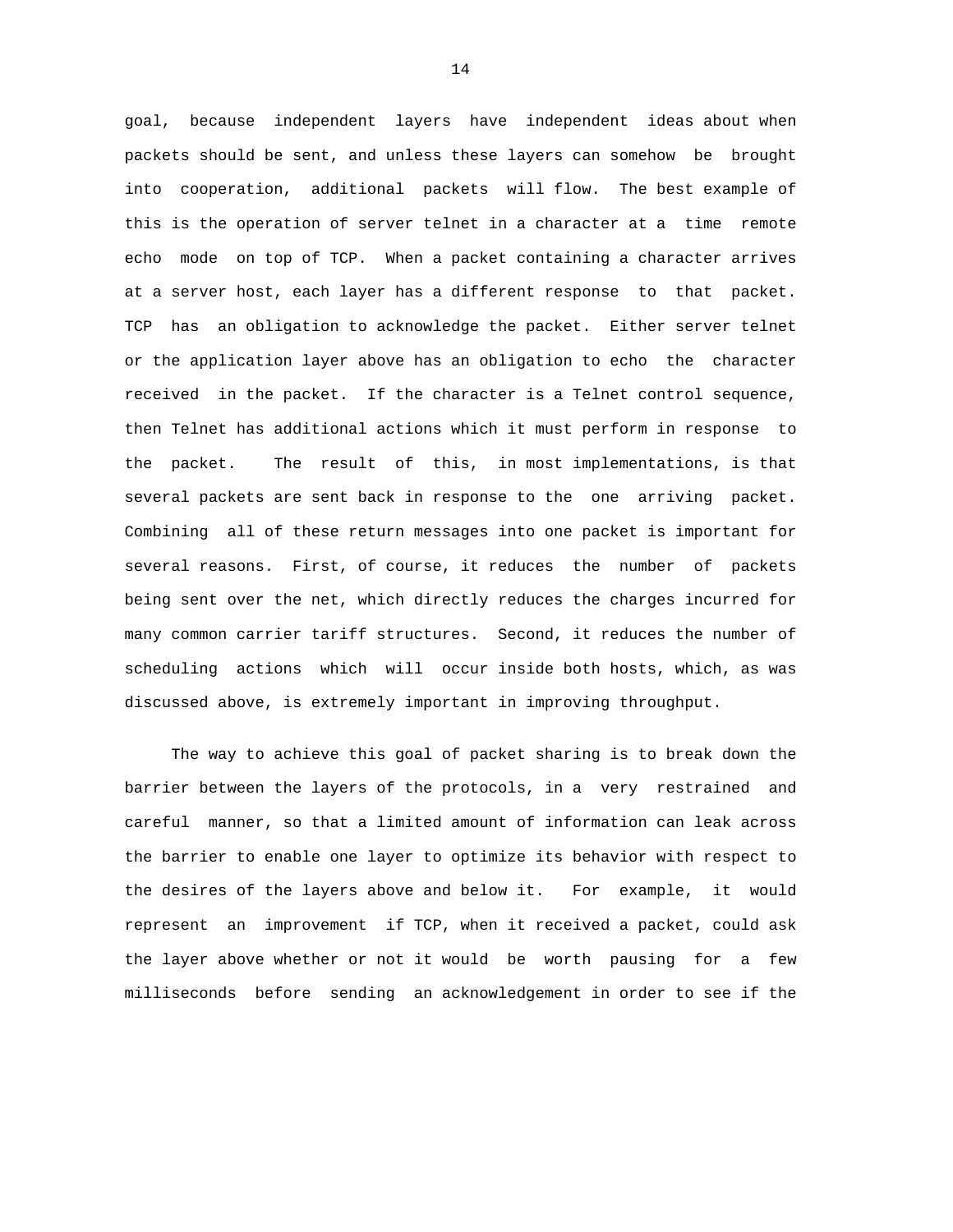goal, because independent layers have independent ideas about when packets should be sent, and unless these layers can somehow be brought into cooperation, additional packets will flow. The best example of this is the operation of server telnet in a character at a time remote echo mode on top of TCP. When a packet containing a character arrives at a server host, each layer has a different response to that packet. TCP has an obligation to acknowledge the packet. Either server telnet or the application layer above has an obligation to echo the character received in the packet. If the character is a Telnet control sequence, then Telnet has additional actions which it must perform in response to the packet. The result of this, in most implementations, is that several packets are sent back in response to the one arriving packet. Combining all of these return messages into one packet is important for several reasons. First, of course, it reduces the number of packets being sent over the net, which directly reduces the charges incurred for many common carrier tariff structures. Second, it reduces the number of scheduling actions which will occur inside both hosts, which, as was discussed above, is extremely important in improving throughput.

The way to achieve this goal of packet sharing is to break down the barrier between the layers of the protocols, in a very restrained and careful manner, so that a limited amount of information can leak across the barrier to enable one layer to optimize its behavior with respect to the desires of the layers above and below it. For example, it would represent an improvement if TCP, when it received a packet, could ask the layer above whether or not it would be worth pausing for a few milliseconds before sending an acknowledgement in order to see if the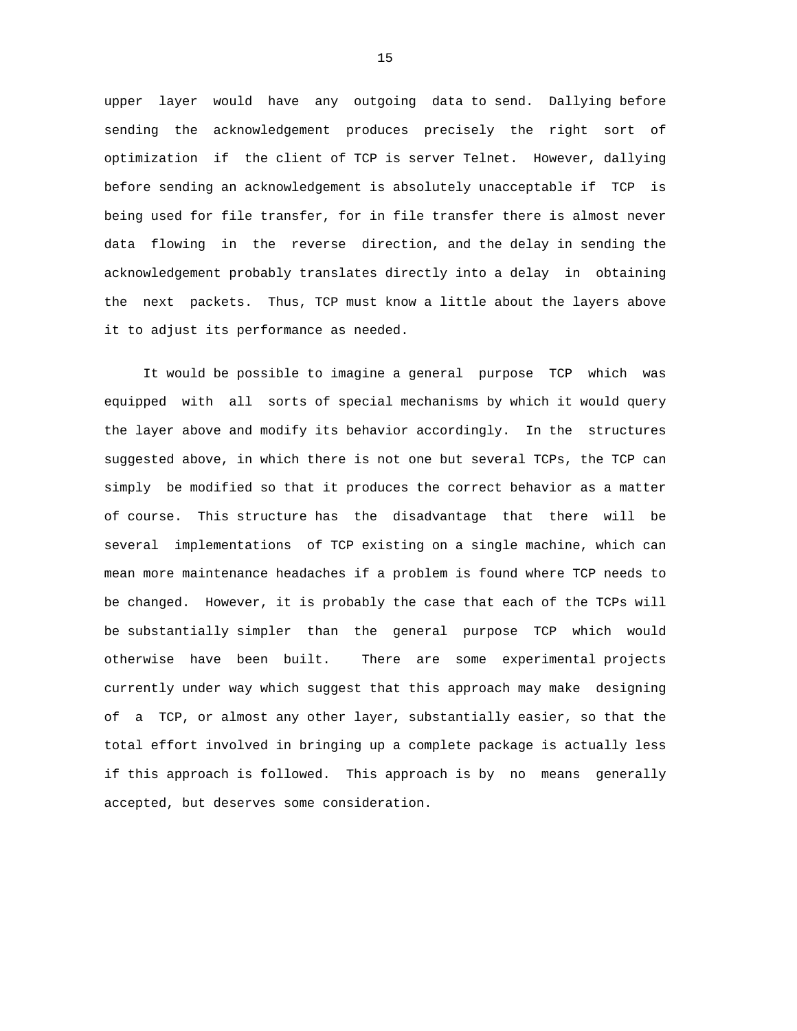upper layer would have any outgoing data to send. Dallying before sending the acknowledgement produces precisely the right sort of optimization if the client of TCP is server Telnet. However, dallying before sending an acknowledgement is absolutely unacceptable if TCP is being used for file transfer, for in file transfer there is almost never data flowing in the reverse direction, and the delay in sending the acknowledgement probably translates directly into a delay in obtaining the next packets. Thus, TCP must know a little about the layers above it to adjust its performance as needed.

It would be possible to imagine a general purpose TCP which was equipped with all sorts of special mechanisms by which it would query the layer above and modify its behavior accordingly. In the structures suggested above, in which there is not one but several TCPs, the TCP can simply be modified so that it produces the correct behavior as a matter of course. This structure has the disadvantage that there will be several implementations of TCP existing on a single machine, which can mean more maintenance headaches if a problem is found where TCP needs to be changed. However, it is probably the case that each of the TCPs will be substantially simpler than the general purpose TCP which would otherwise have been built. There are some experimental projects currently under way which suggest that this approach may make designing of a TCP, or almost any other layer, substantially easier, so that the total effort involved in bringing up a complete package is actually less if this approach is followed. This approach is by no means generally accepted, but deserves some consideration.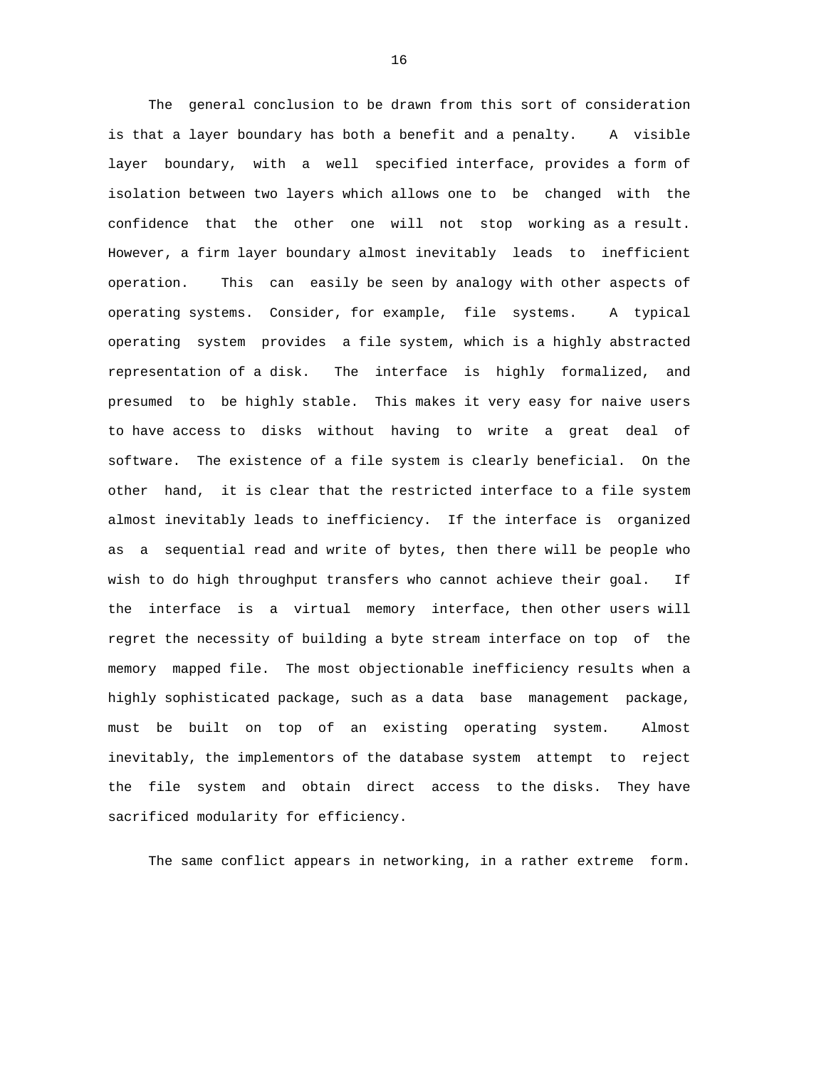The general conclusion to be drawn from this sort of consideration is that a layer boundary has both a benefit and a penalty. A visible layer boundary, with a well specified interface, provides a form of isolation between two layers which allows one to be changed with the confidence that the other one will not stop working as a result. However, a firm layer boundary almost inevitably leads to inefficient operation. This can easily be seen by analogy with other aspects of operating systems. Consider, for example, file systems. A typical operating system provides a file system, which is a highly abstracted representation of a disk. The interface is highly formalized, and presumed to be highly stable. This makes it very easy for naive users to have access to disks without having to write a great deal of software. The existence of a file system is clearly beneficial. On the other hand, it is clear that the restricted interface to a file system almost inevitably leads to inefficiency. If the interface is organized as a sequential read and write of bytes, then there will be people who wish to do high throughput transfers who cannot achieve their goal. If the interface is a virtual memory interface, then other users will regret the necessity of building a byte stream interface on top of the memory mapped file. The most objectionable inefficiency results when a highly sophisticated package, such as a data base management package, must be built on top of an existing operating system. Almost inevitably, the implementors of the database system attempt to reject the file system and obtain direct access to the disks. They have sacrificed modularity for efficiency.

The same conflict appears in networking, in a rather extreme form.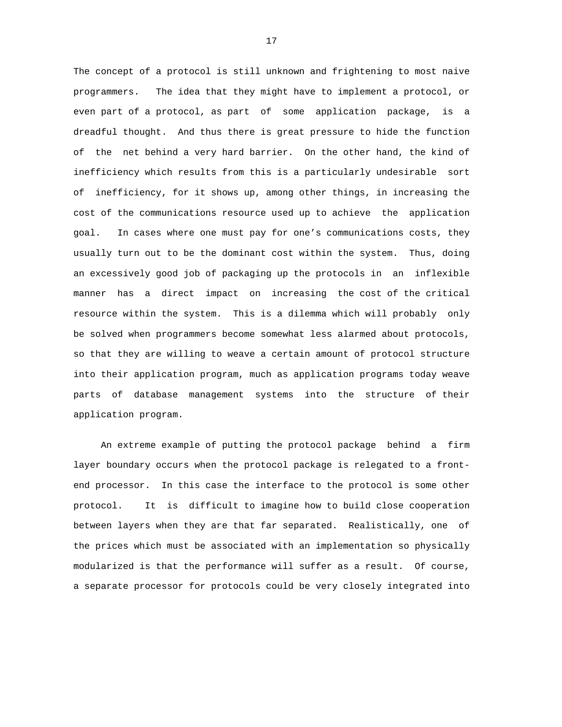The concept of a protocol is still unknown and frightening to most naive programmers. The idea that they might have to implement a protocol, or even part of a protocol, as part of some application package, is a dreadful thought. And thus there is great pressure to hide the function of the net behind a very hard barrier. On the other hand, the kind of inefficiency which results from this is a particularly undesirable sort of inefficiency, for it shows up, among other things, in increasing the cost of the communications resource used up to achieve the application goal. In cases where one must pay for one's communications costs, they usually turn out to be the dominant cost within the system. Thus, doing an excessively good job of packaging up the protocols in an inflexible manner has a direct impact on increasing the cost of the critical resource within the system. This is a dilemma which will probably only be solved when programmers become somewhat less alarmed about protocols, so that they are willing to weave a certain amount of protocol structure into their application program, much as application programs today weave parts of database management systems into the structure of their application program.

An extreme example of putting the protocol package behind a firm layer boundary occurs when the protocol package is relegated to a front-end processor. In this case the interface to the protocol is some other protocol. It is difficult to imagine how to build close cooperation between layers when they are that far separated. Realistically, one of the prices which must be associated with an implementation so physically modularized is that the performance will suffer as a result. Of course, a separate processor for protocols could be very closely integrated into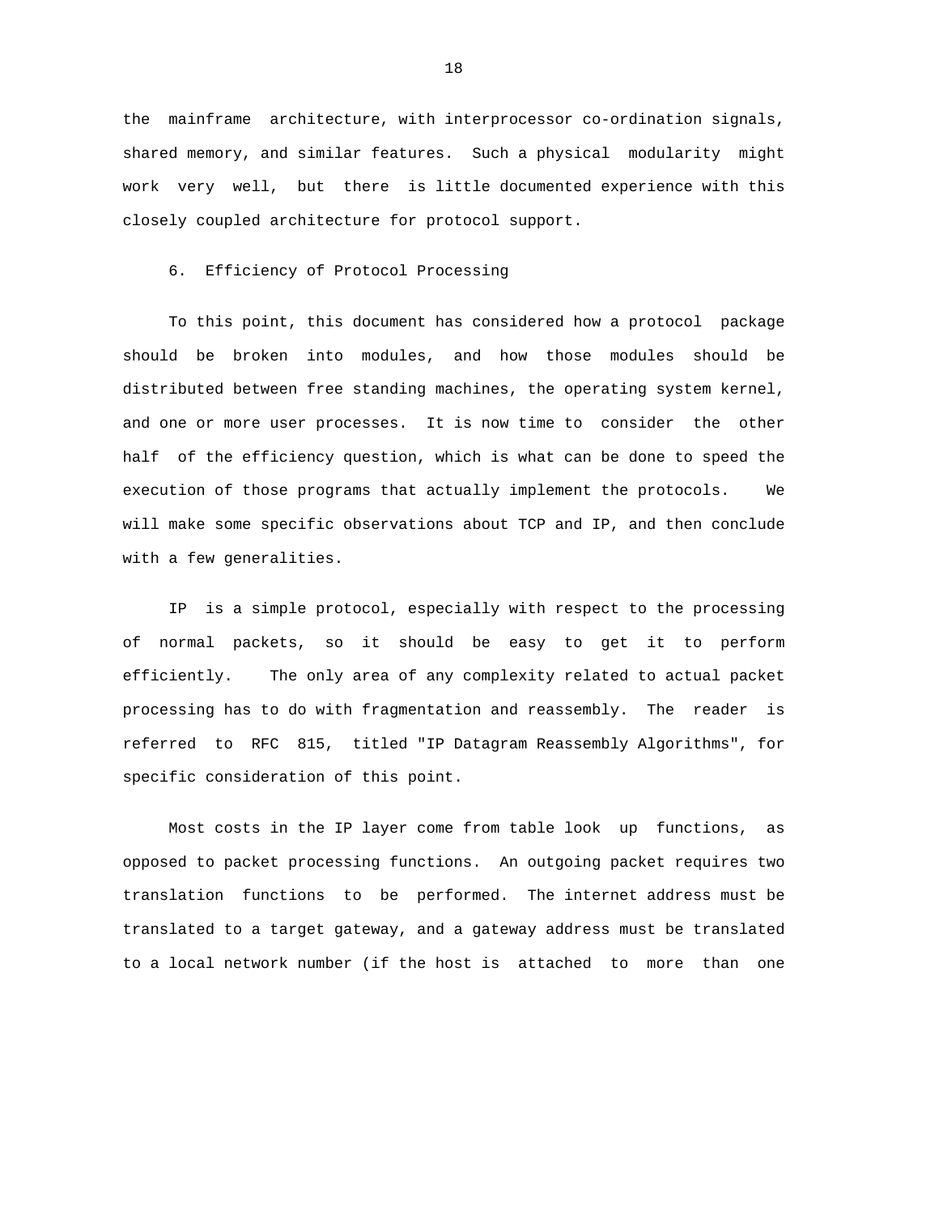the mainframe architecture, with interprocessor co-ordination signals, shared memory, and similar features. Such a physical modularity might work very well, but there is little documented experience with this closely coupled architecture for protocol support.

## 6. Efficiency of Protocol Processing

To this point, this document has considered how a protocol package should be broken into modules, and how those modules should be distributed between free standing machines, the operating system kernel, and one or more user processes. It is now time to consider the other half of the efficiency question, which is what can be done to speed the execution of those programs that actually implement the protocols. We will make some specific observations about TCP and IP, and then conclude with a few generalities.

IP is a simple protocol, especially with respect to the processing of normal packets, so it should be easy to get it to perform efficiently. The only area of any complexity related to actual packet processing has to do with fragmentation and reassembly. The reader is referred to RFC 815, titled "IP Datagram Reassembly Algorithms", for specific consideration of this point.

Most costs in the IP layer come from table look up functions, as opposed to packet processing functions. An outgoing packet requires two translation functions to be performed. The internet address must be translated to a target gateway, and a gateway address must be translated to a local network number (if the host is attached to more than one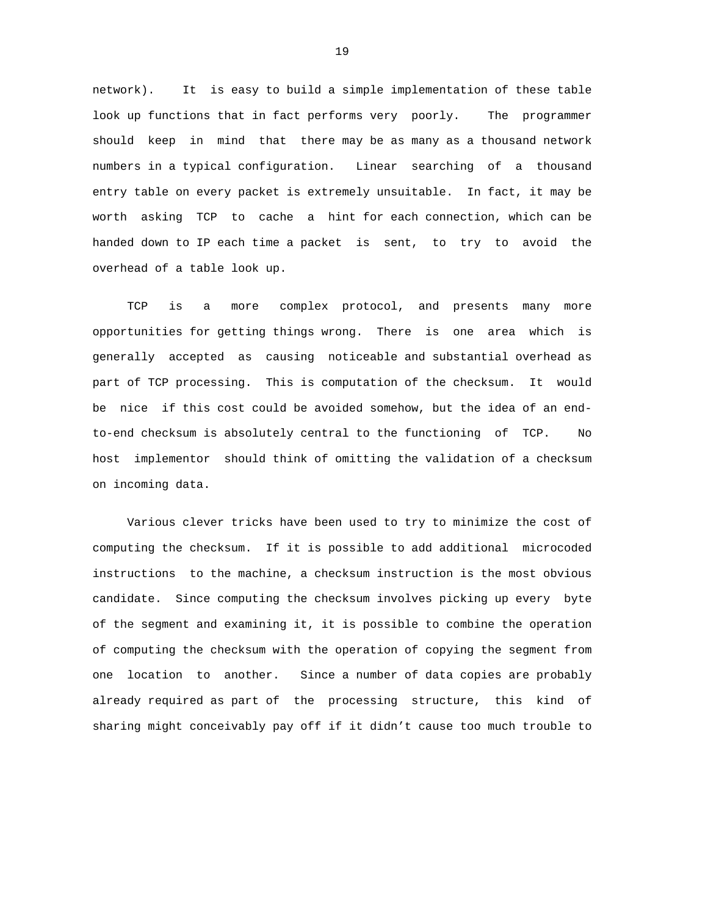network). It is easy to build a simple implementation of these table look up functions that in fact performs very poorly. The programmer should keep in mind that there may be as many as a thousand network numbers in a typical configuration. Linear searching of a thousand entry table on every packet is extremely unsuitable. In fact, it may be worth asking TCP to cache a hint for each connection, which can be handed down to IP each time a packet is sent, to try to avoid the overhead of a table look up.

TCP is a more complex protocol, and presents many more opportunities for getting things wrong. There is one area which is generally accepted as causing noticeable and substantial overhead as part of TCP processing. This is computation of the checksum. It would be nice if this cost could be avoided somehow, but the idea of an end-to-end checksum is absolutely central to the functioning of TCP. No host implementor should think of omitting the validation of a checksum on incoming data.

Various clever tricks have been used to try to minimize the cost of computing the checksum. If it is possible to add additional microcoded instructions to the machine, a checksum instruction is the most obvious candidate. Since computing the checksum involves picking up every byte of the segment and examining it, it is possible to combine the operation of computing the checksum with the operation of copying the segment from one location to another. Since a number of data copies are probably already required as part of the processing structure, this kind of sharing might conceivably pay off if it didn't cause too much trouble to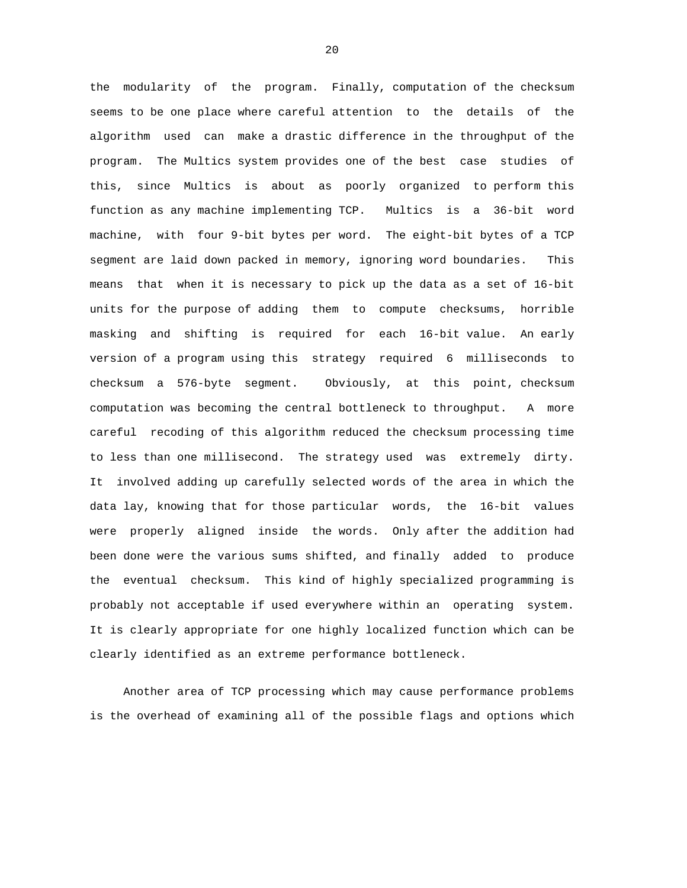the modularity of the program. Finally, computation of the checksum seems to be one place where careful attention to the details of the algorithm used can make a drastic difference in the throughput of the program. The Multics system provides one of the best case studies of this, since Multics is about as poorly organized to perform this function as any machine implementing TCP. Multics is a 36-bit word machine, with four 9-bit bytes per word. The eight-bit bytes of a TCP segment are laid down packed in memory, ignoring word boundaries. This means that when it is necessary to pick up the data as a set of 16-bit units for the purpose of adding them to compute checksums, horrible masking and shifting is required for each 16-bit value. An early version of a program using this strategy required 6 milliseconds to checksum a 576-byte segment. Obviously, at this point, checksum computation was becoming the central bottleneck to throughput. A more careful recoding of this algorithm reduced the checksum processing time to less than one millisecond. The strategy used was extremely dirty. It involved adding up carefully selected words of the area in which the data lay, knowing that for those particular words, the 16-bit values were properly aligned inside the words. Only after the addition had been done were the various sums shifted, and finally added to produce the eventual checksum. This kind of highly specialized programming is probably not acceptable if used everywhere within an operating system. It is clearly appropriate for one highly localized function which can be clearly identified as an extreme performance bottleneck.

Another area of TCP processing which may cause performance problems is the overhead of examining all of the possible flags and options which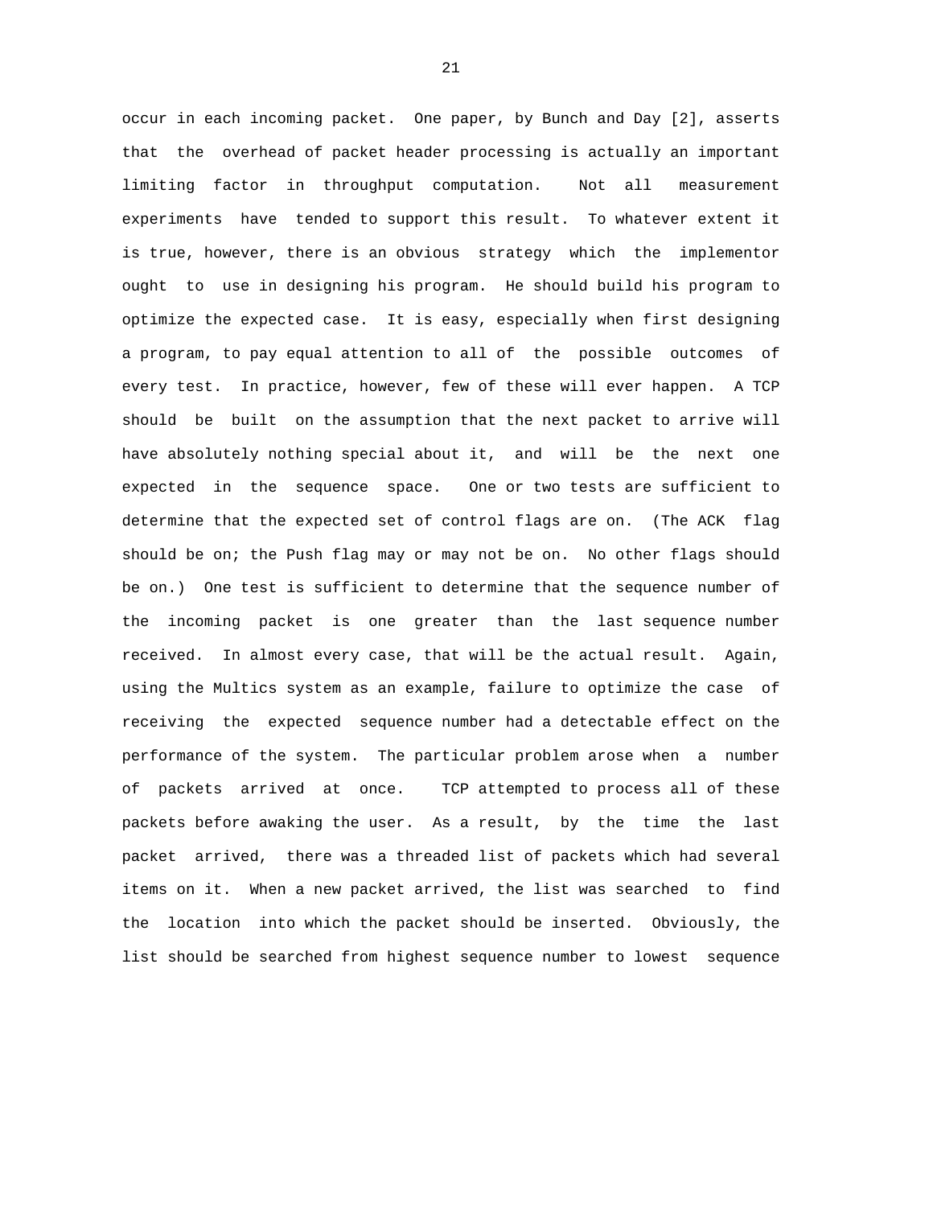occur in each incoming packet. One paper, by Bunch and Day [2], asserts that the overhead of packet header processing is actually an important limiting factor in throughput computation. Not all measurement experiments have tended to support this result. To whatever extent it is true, however, there is an obvious strategy which the implementor ought to use in designing his program. He should build his program to optimize the expected case. It is easy, especially when first designing a program, to pay equal attention to all of the possible outcomes of every test. In practice, however, few of these will ever happen. A TCP should be built on the assumption that the next packet to arrive will have absolutely nothing special about it, and will be the next one expected in the sequence space. One or two tests are sufficient to determine that the expected set of control flags are on. (The ACK flag should be on; the Push flag may or may not be on. No other flags should be on.) One test is sufficient to determine that the sequence number of the incoming packet is one greater than the last sequence number received. In almost every case, that will be the actual result. Again, using the Multics system as an example, failure to optimize the case of receiving the expected sequence number had a detectable effect on the performance of the system. The particular problem arose when a number of packets arrived at once. TCP attempted to process all of these packets before awaking the user. As a result, by the time the last packet arrived, there was a threaded list of packets which had several items on it. When a new packet arrived, the list was searched to find the location into which the packet should be inserted. Obviously, the list should be searched from highest sequence number to lowest sequence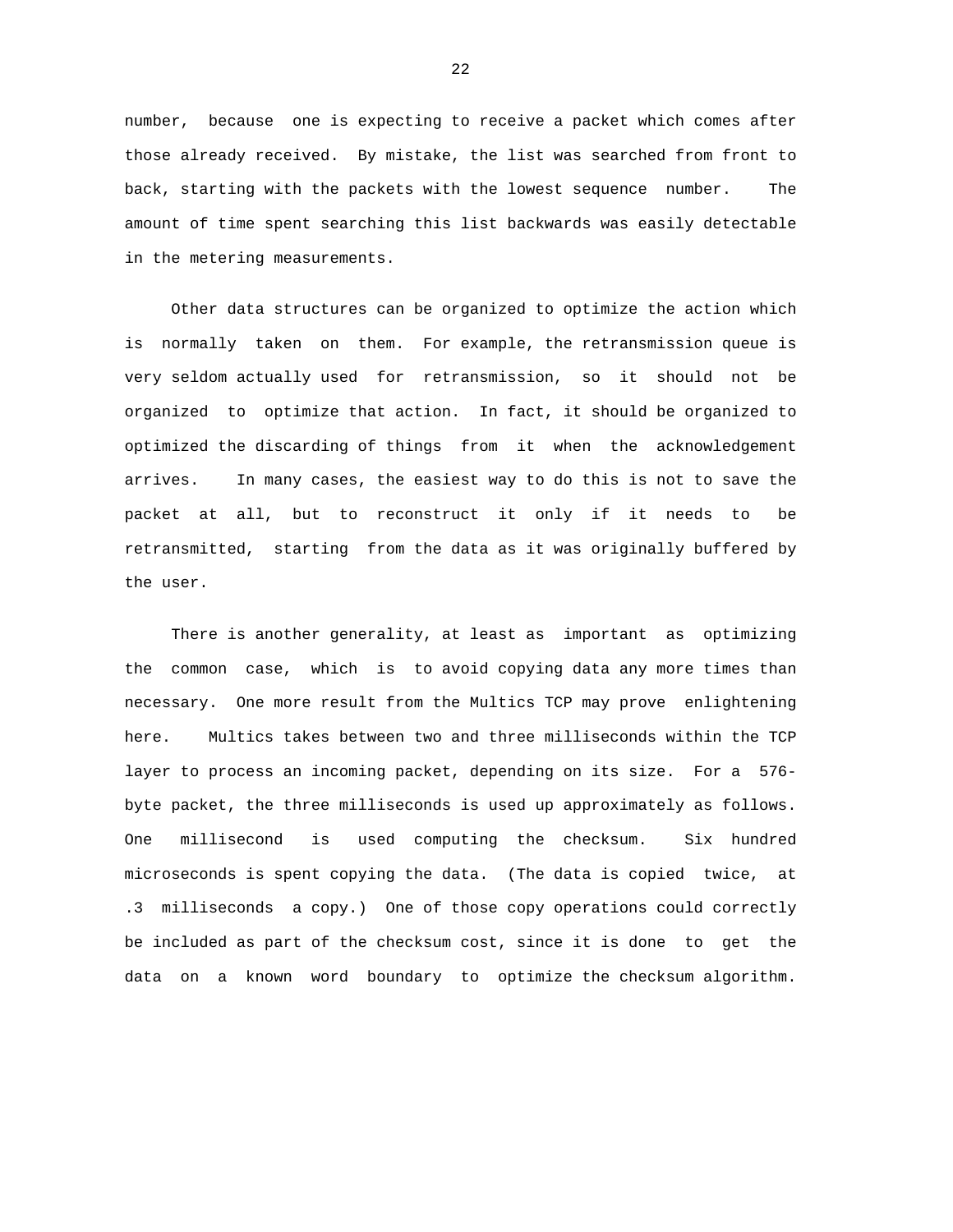number, because one is expecting to receive a packet which comes after those already received. By mistake, the list was searched from front to back, starting with the packets with the lowest sequence number. The amount of time spent searching this list backwards was easily detectable in the metering measurements.

Other data structures can be organized to optimize the action which is normally taken on them. For example, the retransmission queue is very seldom actually used for retransmission, so it should not be organized to optimize that action. In fact, it should be organized to optimized the discarding of things from it when the acknowledgement arrives. In many cases, the easiest way to do this is not to save the packet at all, but to reconstruct it only if it needs to be retransmitted, starting from the data as it was originally buffered by the user.

There is another generality, at least as important as optimizing the common case, which is to avoid copying data any more times than necessary. One more result from the Multics TCP may prove enlightening here. Multics takes between two and three milliseconds within the TCP layer to process an incoming packet, depending on its size. For a 576-byte packet, the three milliseconds is used up approximately as follows. One millisecond is used computing the checksum. Six hundred microseconds is spent copying the data. (The data is copied twice, at .3 milliseconds a copy.) One of those copy operations could correctly be included as part of the checksum cost, since it is done to get the data on a known word boundary to optimize the checksum algorithm.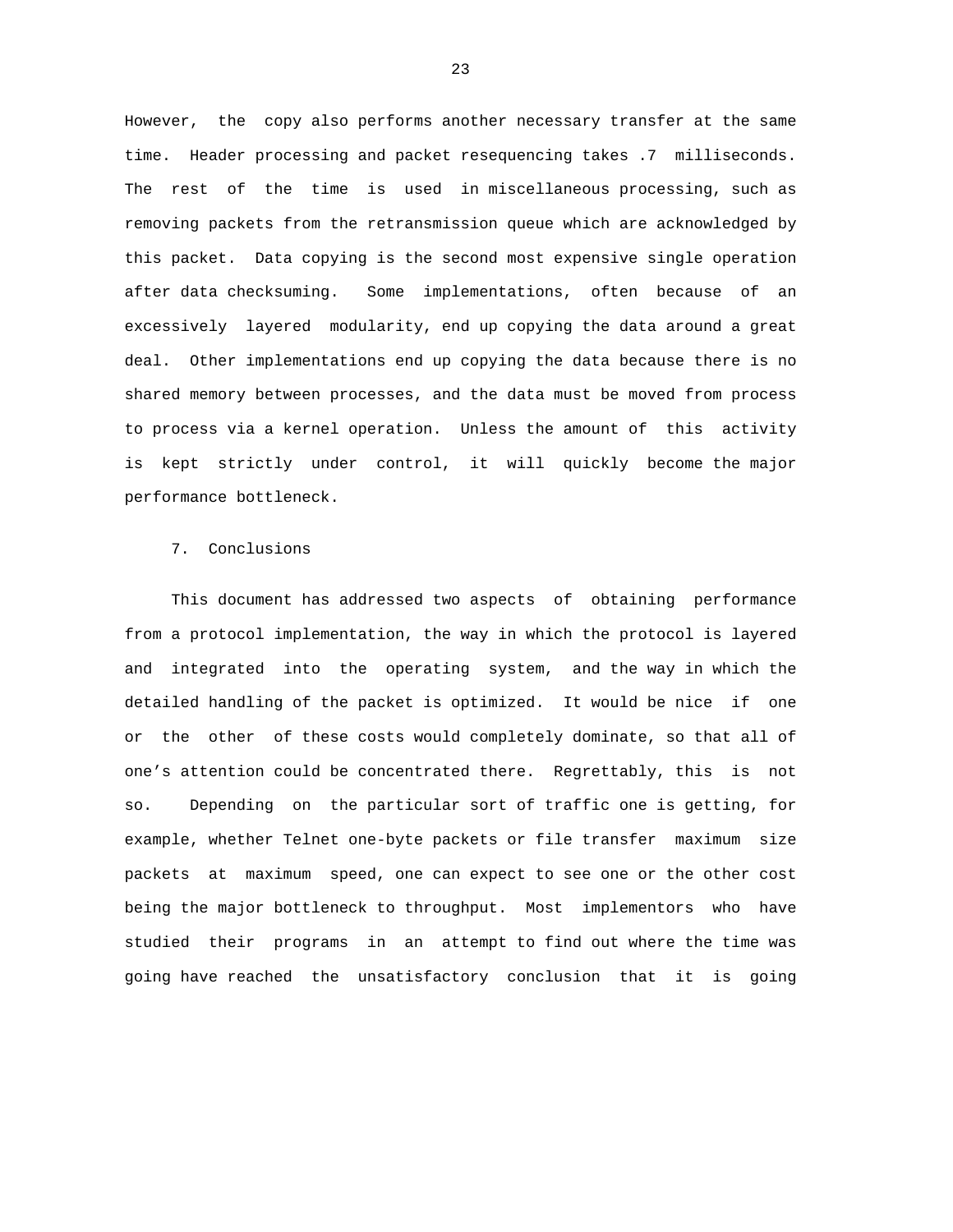However, the copy also performs another necessary transfer at the same time. Header processing and packet resequencing takes .7 milliseconds. The rest of the time is used in miscellaneous processing, such as removing packets from the retransmission queue which are acknowledged by this packet. Data copying is the second most expensive single operation after data checksuming. Some implementations, often because of an excessively layered modularity, end up copying the data around a great deal. Other implementations end up copying the data because there is no shared memory between processes, and the data must be moved from process to process via a kernel operation. Unless the amount of this activity is kept strictly under control, it will quickly become the major performance bottleneck.

## 7. Conclusions

This document has addressed two aspects of obtaining performance from a protocol implementation, the way in which the protocol is layered and integrated into the operating system, and the way in which the detailed handling of the packet is optimized. It would be nice if one or the other of these costs would completely dominate, so that all of one's attention could be concentrated there. Regrettably, this is not so. Depending on the particular sort of traffic one is getting, for example, whether Telnet one-byte packets or file transfer maximum size packets at maximum speed, one can expect to see one or the other cost being the major bottleneck to throughput. Most implementors who have studied their programs in an attempt to find out where the time was going have reached the unsatisfactory conclusion that it is going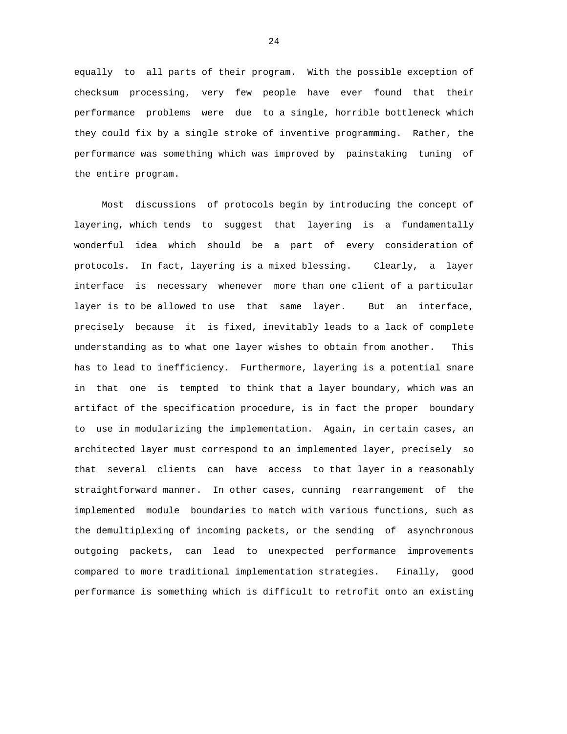equally to all parts of their program. With the possible exception of checksum processing, very few people have ever found that their performance problems were due to a single, horrible bottleneck which they could fix by a single stroke of inventive programming. Rather, the performance was something which was improved by painstaking tuning of the entire program.

Most discussions of protocols begin by introducing the concept of layering, which tends to suggest that layering is a fundamentally wonderful idea which should be a part of every consideration of protocols. In fact, layering is a mixed blessing. Clearly, a layer interface is necessary whenever more than one client of a particular layer is to be allowed to use that same layer. But an interface, precisely because it is fixed, inevitably leads to a lack of complete understanding as to what one layer wishes to obtain from another. This has to lead to inefficiency. Furthermore, layering is a potential snare in that one is tempted to think that a layer boundary, which was an artifact of the specification procedure, is in fact the proper boundary to use in modularizing the implementation. Again, in certain cases, an architected layer must correspond to an implemented layer, precisely so that several clients can have access to that layer in a reasonably straightforward manner. In other cases, cunning rearrangement of the implemented module boundaries to match with various functions, such as the demultiplexing of incoming packets, or the sending of asynchronous outgoing packets, can lead to unexpected performance improvements compared to more traditional implementation strategies. Finally, good performance is something which is difficult to retrofit onto an existing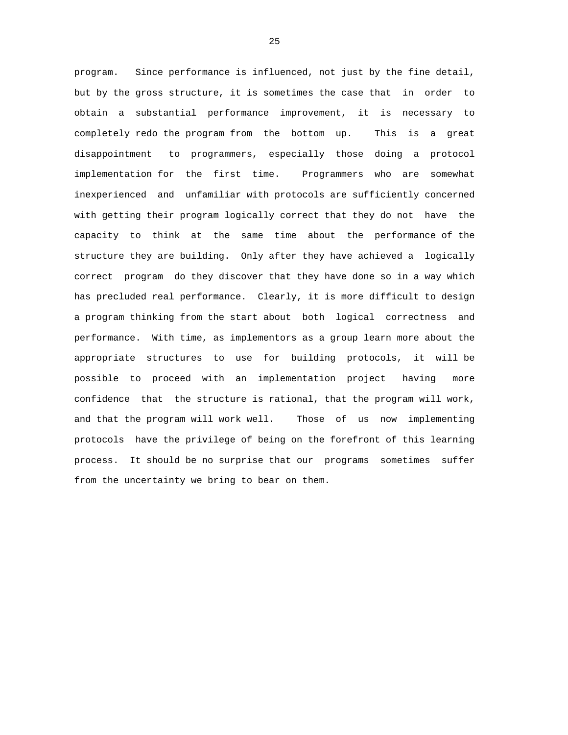program. Since performance is influenced, not just by the fine detail, but by the gross structure, it is sometimes the case that in order to obtain a substantial performance improvement, it is necessary to completely redo the program from the bottom up. This is a great disappointment to programmers, especially those doing a protocol implementation for the first time. Programmers who are somewhat inexperienced and unfamiliar with protocols are sufficiently concerned with getting their program logically correct that they do not have the capacity to think at the same time about the performance of the structure they are building. Only after they have achieved a logically correct program do they discover that they have done so in a way which has precluded real performance. Clearly, it is more difficult to design a program thinking from the start about both logical correctness and performance. With time, as implementors as a group learn more about the appropriate structures to use for building protocols, it will be possible to proceed with an implementation project having more confidence that the structure is rational, that the program will work, and that the program will work well. Those of us now implementing protocols have the privilege of being on the forefront of this learning process. It should be no surprise that our programs sometimes suffer from the uncertainty we bring to bear on them.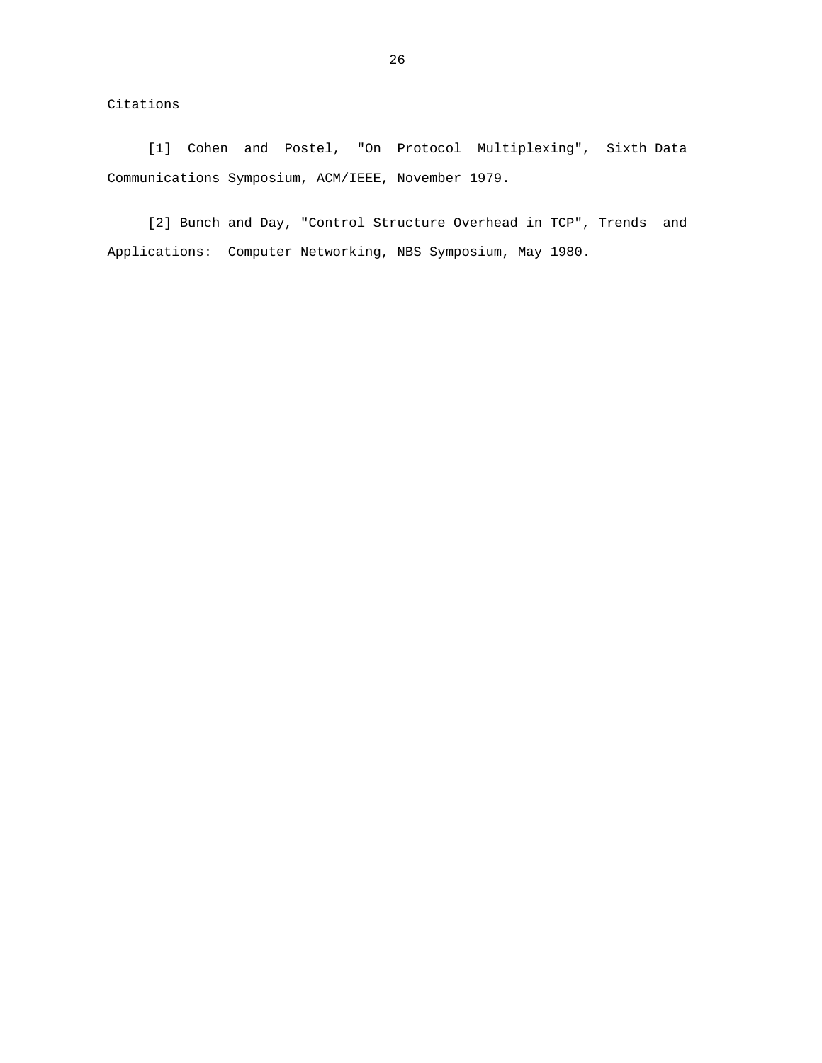Citations

[1] Cohen and Postel, "On Protocol Multiplexing", Sixth Data Communications Symposium, ACM/IEEE, November 1979.

[2] Bunch and Day, "Control Structure Overhead in TCP", Trends and Applications: Computer Networking, NBS Symposium, May 1980.